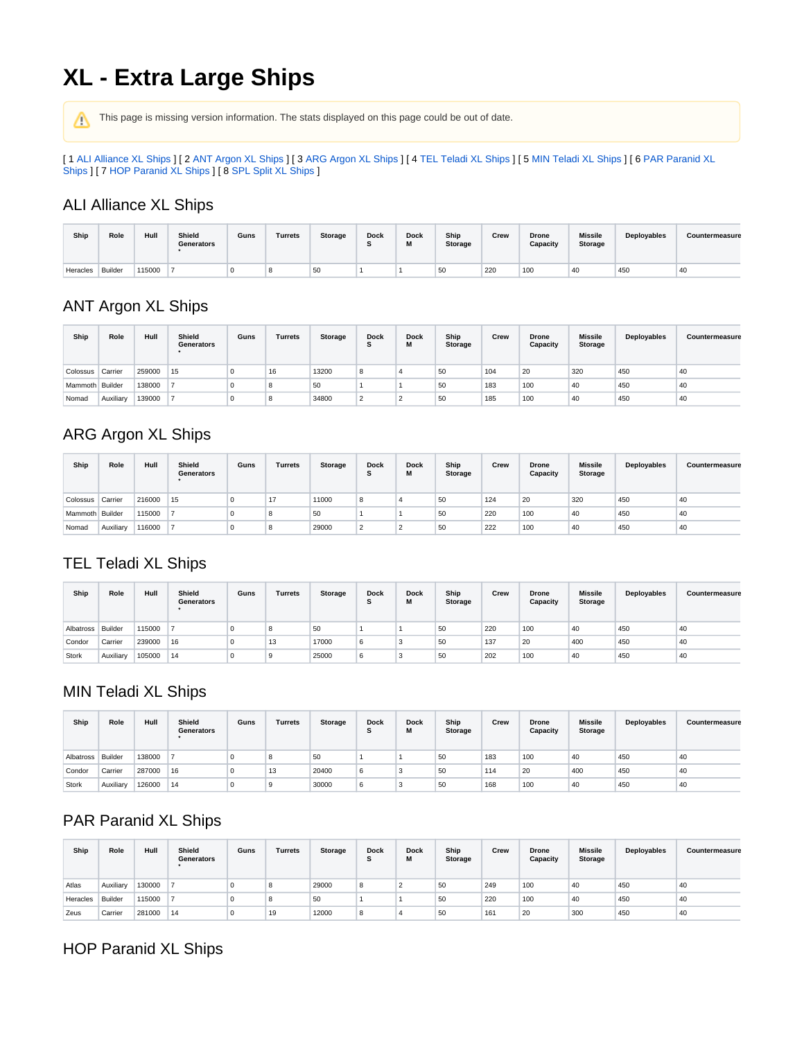# XL - Extra Large Ships

This page is missing version information. The stats displayed on this page could be out of date.

[ 1 ALI Alliance XL Ships ] [ 2 ANT Argon XL Ships ] [ 3 ARG Argon XL Ships ] [ 4 TEL Teladi XL Ships ] [ 5 MIN Teladi XL Ships ] [ 6 PAR Paranid XL Ships ] [ 7 HOP Paranid XL Ships ] [ 8 SPL Split XL Ships ]

## ALI Alliance XL Ships

| Ship | Role | Hull | Shield Generators * | Guns | Turrets | Storage | Dock S | Dock M | Ship Storage | Crew | Drone Capacity | Missile Storage | Deployables | Countermeasure |
|---|---|---|---|---|---|---|---|---|---|---|---|---|---|---|
| Heracles | Builder | 115000 | 7 | 0 | 8 | 50 | 1 | 1 | 50 | 220 | 100 | 40 | 450 | 40 |

## ANT Argon XL Ships

| Ship | Role | Hull | Shield Generators * | Guns | Turrets | Storage | Dock S | Dock M | Ship Storage | Crew | Drone Capacity | Missile Storage | Deployables | Countermeasure |
|---|---|---|---|---|---|---|---|---|---|---|---|---|---|---|
| Colossus | Carrier | 259000 | 15 | 0 | 16 | 13200 | 8 | 4 | 50 | 104 | 20 | 320 | 450 | 40 |
| Mammoth | Builder | 138000 | 7 | 0 | 8 | 50 | 1 | 1 | 50 | 183 | 100 | 40 | 450 | 40 |
| Nomad | Auxiliary | 139000 | 7 | 0 | 8 | 34800 | 2 | 2 | 50 | 185 | 100 | 40 | 450 | 40 |

## ARG Argon XL Ships

| Ship | Role | Hull | Shield Generators * | Guns | Turrets | Storage | Dock S | Dock M | Ship Storage | Crew | Drone Capacity | Missile Storage | Deployables | Countermeasure |
|---|---|---|---|---|---|---|---|---|---|---|---|---|---|---|
| Colossus | Carrier | 216000 | 15 | 0 | 17 | 11000 | 8 | 4 | 50 | 124 | 20 | 320 | 450 | 40 |
| Mammoth | Builder | 115000 | 7 | 0 | 8 | 50 | 1 | 1 | 50 | 220 | 100 | 40 | 450 | 40 |
| Nomad | Auxiliary | 116000 | 7 | 0 | 8 | 29000 | 2 | 2 | 50 | 222 | 100 | 40 | 450 | 40 |

## TEL Teladi XL Ships

| Ship | Role | Hull | Shield Generators * | Guns | Turrets | Storage | Dock S | Dock M | Ship Storage | Crew | Drone Capacity | Missile Storage | Deployables | Countermeasure |
|---|---|---|---|---|---|---|---|---|---|---|---|---|---|---|
| Albatross | Builder | 115000 | 7 | 0 | 8 | 50 | 1 | 1 | 50 | 220 | 100 | 40 | 450 | 40 |
| Condor | Carrier | 239000 | 16 | 0 | 13 | 17000 | 6 | 3 | 50 | 137 | 20 | 400 | 450 | 40 |
| Stork | Auxiliary | 105000 | 14 | 0 | 9 | 25000 | 6 | 3 | 50 | 202 | 100 | 40 | 450 | 40 |

## MIN Teladi XL Ships

| Ship | Role | Hull | Shield Generators * | Guns | Turrets | Storage | Dock S | Dock M | Ship Storage | Crew | Drone Capacity | Missile Storage | Deployables | Countermeasure |
|---|---|---|---|---|---|---|---|---|---|---|---|---|---|---|
| Albatross | Builder | 138000 | 7 | 0 | 8 | 50 | 1 | 1 | 50 | 183 | 100 | 40 | 450 | 40 |
| Condor | Carrier | 287000 | 16 | 0 | 13 | 20400 | 6 | 3 | 50 | 114 | 20 | 400 | 450 | 40 |
| Stork | Auxiliary | 126000 | 14 | 0 | 9 | 30000 | 6 | 3 | 50 | 168 | 100 | 40 | 450 | 40 |

## PAR Paranid XL Ships

| Ship | Role | Hull | Shield Generators * | Guns | Turrets | Storage | Dock S | Dock M | Ship Storage | Crew | Drone Capacity | Missile Storage | Deployables | Countermeasure |
|---|---|---|---|---|---|---|---|---|---|---|---|---|---|---|
| Atlas | Auxiliary | 130000 | 7 | 0 | 8 | 29000 | 8 | 2 | 50 | 249 | 100 | 40 | 450 | 40 |
| Heracles | Builder | 115000 | 7 | 0 | 8 | 50 | 1 | 1 | 50 | 220 | 100 | 40 | 450 | 40 |
| Zeus | Carrier | 281000 | 14 | 0 | 19 | 12000 | 8 | 4 | 50 | 161 | 20 | 300 | 450 | 40 |

## HOP Paranid XL Ships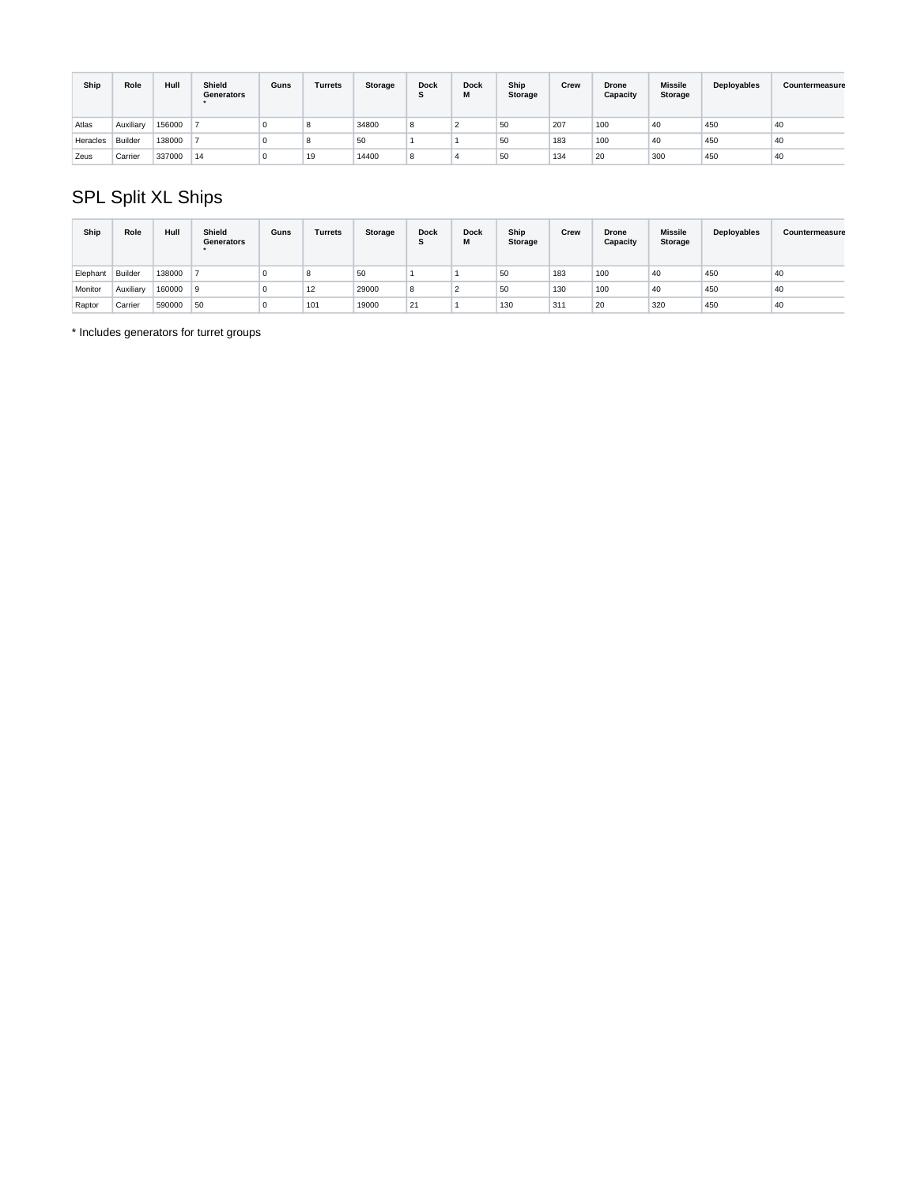| Ship | Role | Hull | Shield Generators * | Guns | Turrets | Storage | Dock S | Dock M | Ship Storage | Crew | Drone Capacity | Missile Storage | Deployables | Countermeasure |
|---|---|---|---|---|---|---|---|---|---|---|---|---|---|---|
| Atlas | Auxiliary | 156000 | 7 | 0 | 8 | 34800 | 8 | 2 | 50 | 207 | 100 | 40 | 450 | 40 |
| Heracles | Builder | 138000 | 7 | 0 | 8 | 50 | 1 | 1 | 50 | 183 | 100 | 40 | 450 | 40 |
| Zeus | Carrier | 337000 | 14 | 0 | 19 | 14400 | 8 | 4 | 50 | 134 | 20 | 300 | 450 | 40 |

## SPL Split XL Ships

| Ship | Role | Hull | Shield Generators * | Guns | Turrets | Storage | Dock S | Dock M | Ship Storage | Crew | Drone Capacity | Missile Storage | Deployables | Countermeasure |
|---|---|---|---|---|---|---|---|---|---|---|---|---|---|---|
| Elephant | Builder | 138000 | 7 | 0 | 8 | 50 | 1 | 1 | 50 | 183 | 100 | 40 | 450 | 40 |
| Monitor | Auxiliary | 160000 | 9 | 0 | 12 | 29000 | 8 | 2 | 50 | 130 | 100 | 40 | 450 | 40 |
| Raptor | Carrier | 590000 | 50 | 0 | 101 | 19000 | 21 | 1 | 130 | 311 | 20 | 320 | 450 | 40 |

* Includes generators for turret groups